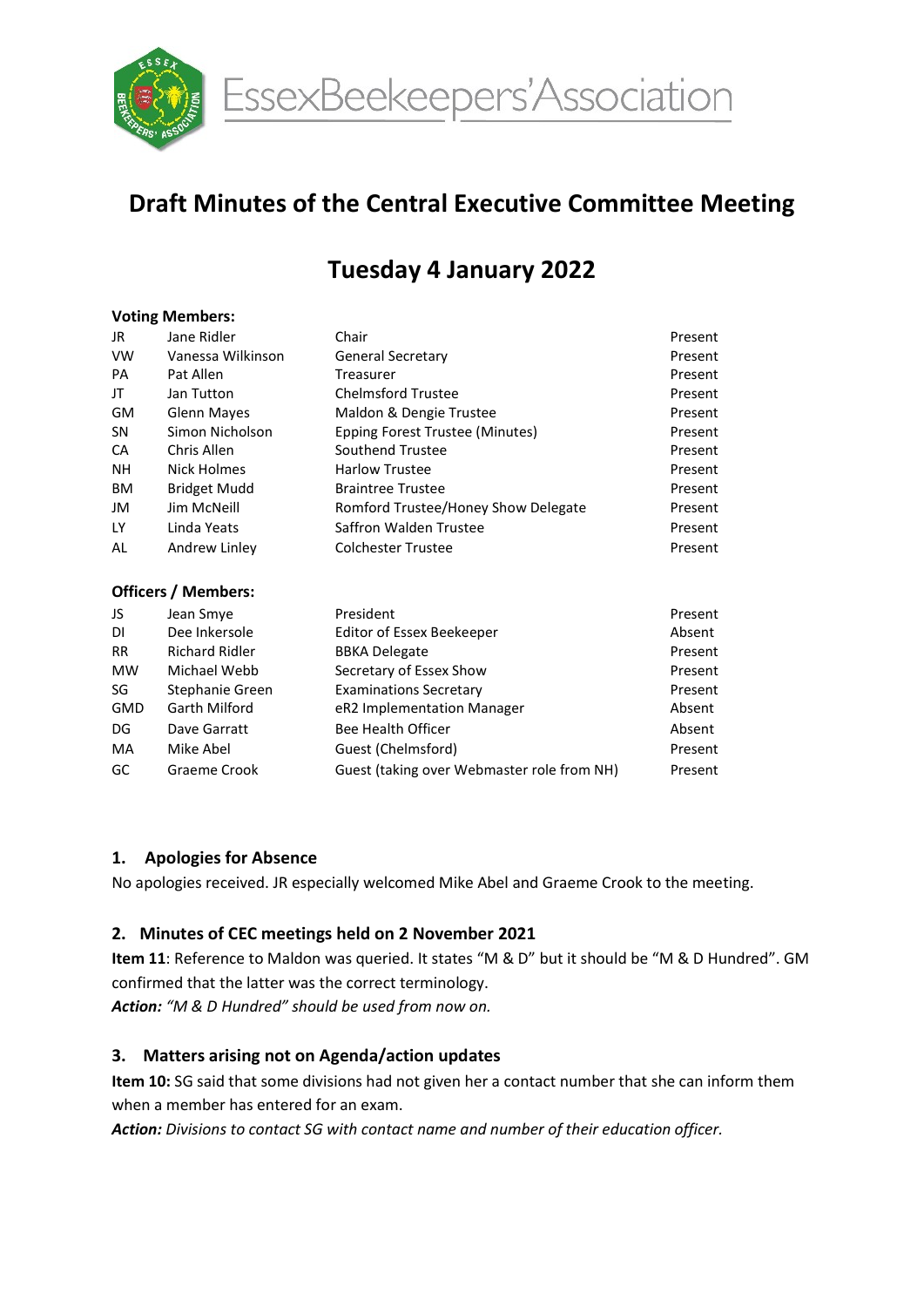EssexBeekeepers'Association

# Draft Minutes of the Central Executive Committee Meeting

## Tuesday 4 January 2022

**Voting Members:**

| | | | |
|---|---|---|---|
| JR | Jane Ridler | Chair | Present |
| VW | Vanessa Wilkinson | General Secretary | Present |
| PA | Pat Allen | Treasurer | Present |
| JT | Jan Tutton | Chelmsford Trustee | Present |
| GM | Glenn Mayes | Maldon & Dengie Trustee | Present |
| SN | Simon Nicholson | Epping Forest Trustee (Minutes) | Present |
| CA | Chris Allen | Southend Trustee | Present |
| NH | Nick Holmes | Harlow Trustee | Present |
| BM | Bridget Mudd | Braintree Trustee | Present |
| JM | Jim McNeill | Romford Trustee/Honey Show Delegate | Present |
| LY | Linda Yeats | Saffron Walden Trustee | Present |
| AL | Andrew Linley | Colchester Trustee | Present |

**Officers / Members:**

| | | | |
|---|---|---|---|
| JS | Jean Smye | President | Present |
| DI | Dee Inkersole | Editor of Essex Beekeeper | Absent |
| RR | Richard Ridler | BBKA Delegate | Present |
| MW | Michael Webb | Secretary of Essex Show | Present |
| SG | Stephanie Green | Examinations Secretary | Present |
| GMD | Garth Milford | eR2 Implementation Manager | Absent |
| DG | Dave Garratt | Bee Health Officer | Absent |
| MA | Mike Abel | Guest (Chelmsford) | Present |
| GC | Graeme Crook | Guest (taking over Webmaster role from NH) | Present |

### 1. Apologies for Absence

No apologies received. JR especially welcomed Mike Abel and Graeme Crook to the meeting.

### 2. Minutes of CEC meetings held on 2 November 2021

**Item 11**: Reference to Maldon was queried. It states "M & D" but it should be "M & D Hundred". GM confirmed that the latter was the correct terminology.
***Action:*** *"M & D Hundred" should be used from now on.*

### 3. Matters arising not on Agenda/action updates

**Item 10:** SG said that some divisions had not given her a contact number that she can inform them when a member has entered for an exam.
***Action:*** *Divisions to contact SG with contact name and number of their education officer.*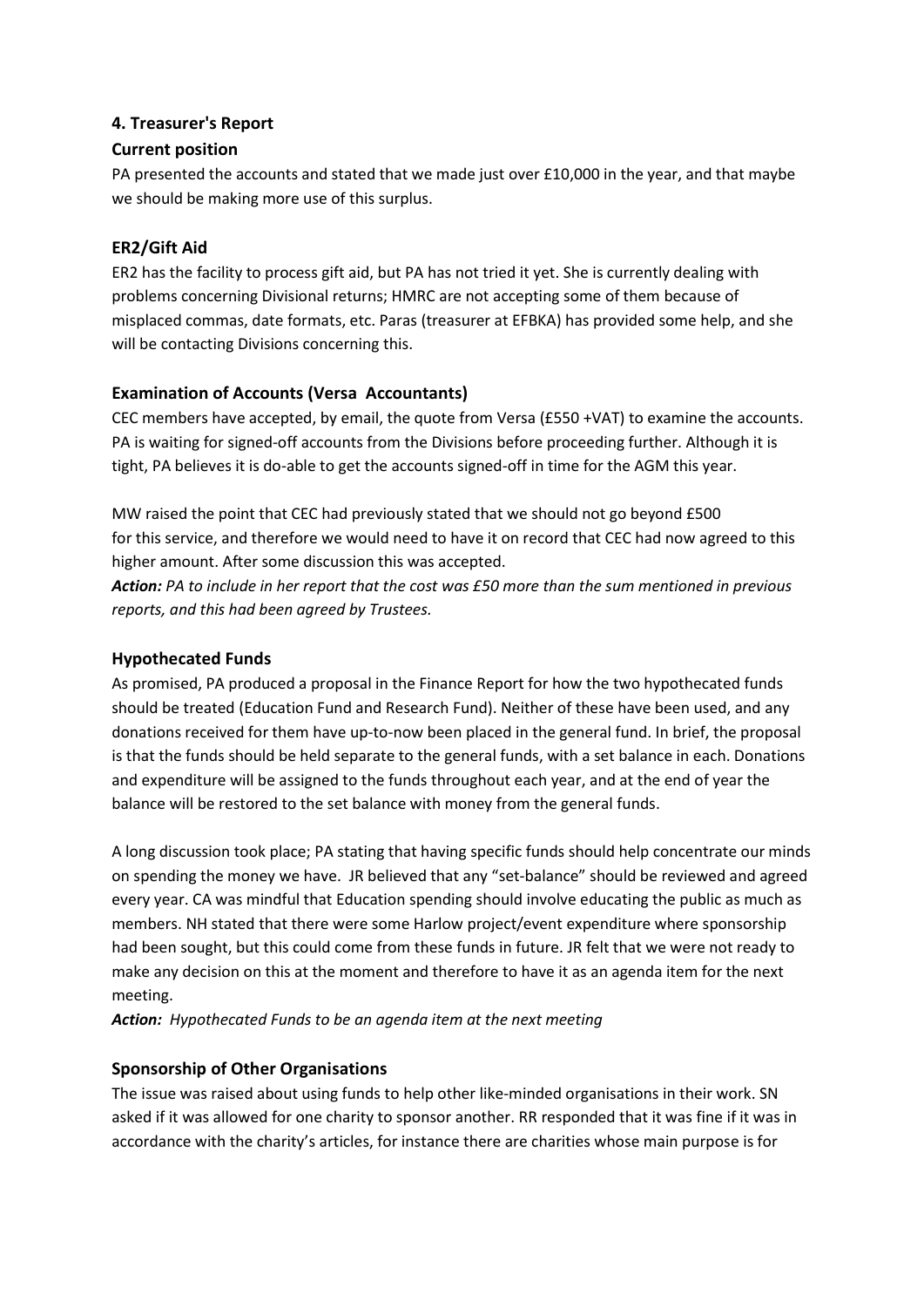## 4. Treasurer's Report

### Current position

PA presented the accounts and stated that we made just over £10,000 in the year, and that maybe we should be making more use of this surplus.

### ER2/Gift Aid

ER2 has the facility to process gift aid, but PA has not tried it yet. She is currently dealing with problems concerning Divisional returns; HMRC are not accepting some of them because of misplaced commas, date formats, etc. Paras (treasurer at EFBKA) has provided some help, and she will be contacting Divisions concerning this.

### Examination of Accounts (Versa Accountants)

CEC members have accepted, by email, the quote from Versa (£550 +VAT) to examine the accounts. PA is waiting for signed-off accounts from the Divisions before proceeding further. Although it is tight, PA believes it is do-able to get the accounts signed-off in time for the AGM this year.

MW raised the point that CEC had previously stated that we should not go beyond £500 for this service, and therefore we would need to have it on record that CEC had now agreed to this higher amount. After some discussion this was accepted.

***Action:*** *PA to include in her report that the cost was £50 more than the sum mentioned in previous reports, and this had been agreed by Trustees.*

### Hypothecated Funds

As promised, PA produced a proposal in the Finance Report for how the two hypothecated funds should be treated (Education Fund and Research Fund). Neither of these have been used, and any donations received for them have up-to-now been placed in the general fund. In brief, the proposal is that the funds should be held separate to the general funds, with a set balance in each. Donations and expenditure will be assigned to the funds throughout each year, and at the end of year the balance will be restored to the set balance with money from the general funds.

A long discussion took place; PA stating that having specific funds should help concentrate our minds on spending the money we have. JR believed that any "set-balance" should be reviewed and agreed every year. CA was mindful that Education spending should involve educating the public as much as members. NH stated that there were some Harlow project/event expenditure where sponsorship had been sought, but this could come from these funds in future. JR felt that we were not ready to make any decision on this at the moment and therefore to have it as an agenda item for the next meeting.

***Action:*** *Hypothecated Funds to be an agenda item at the next meeting*

### Sponsorship of Other Organisations

The issue was raised about using funds to help other like-minded organisations in their work. SN asked if it was allowed for one charity to sponsor another. RR responded that it was fine if it was in accordance with the charity's articles, for instance there are charities whose main purpose is for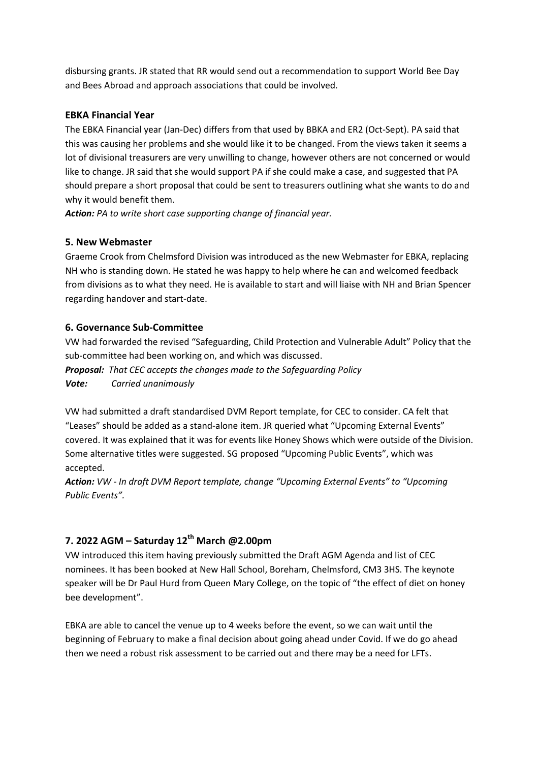disbursing grants. JR stated that RR would send out a recommendation to support World Bee Day and Bees Abroad and approach associations that could be involved.

### EBKA Financial Year

The EBKA Financial year (Jan-Dec) differs from that used by BBKA and ER2 (Oct-Sept). PA said that this was causing her problems and she would like it to be changed. From the views taken it seems a lot of divisional treasurers are very unwilling to change, however others are not concerned or would like to change. JR said that she would support PA if she could make a case, and suggested that PA should prepare a short proposal that could be sent to treasurers outlining what she wants to do and why it would benefit them.

***Action:*** *PA to write short case supporting change of financial year.*

### 5. New Webmaster

Graeme Crook from Chelmsford Division was introduced as the new Webmaster for EBKA, replacing NH who is standing down. He stated he was happy to help where he can and welcomed feedback from divisions as to what they need. He is available to start and will liaise with NH and Brian Spencer regarding handover and start-date.

### 6. Governance Sub-Committee

VW had forwarded the revised "Safeguarding, Child Protection and Vulnerable Adult" Policy that the sub-committee had been working on, and which was discussed.

***Proposal:*** *That CEC accepts the changes made to the Safeguarding Policy*
***Vote:*** *Carried unanimously*

VW had submitted a draft standardised DVM Report template, for CEC to consider. CA felt that "Leases" should be added as a stand-alone item. JR queried what "Upcoming External Events" covered. It was explained that it was for events like Honey Shows which were outside of the Division. Some alternative titles were suggested. SG proposed "Upcoming Public Events", which was accepted.

***Action:*** *VW - In draft DVM Report template, change "Upcoming External Events" to "Upcoming Public Events".*

### 7. 2022 AGM – Saturday 12th March @2.00pm

VW introduced this item having previously submitted the Draft AGM Agenda and list of CEC nominees. It has been booked at New Hall School, Boreham, Chelmsford, CM3 3HS. The keynote speaker will be Dr Paul Hurd from Queen Mary College, on the topic of "the effect of diet on honey bee development".

EBKA are able to cancel the venue up to 4 weeks before the event, so we can wait until the beginning of February to make a final decision about going ahead under Covid. If we do go ahead then we need a robust risk assessment to be carried out and there may be a need for LFTs.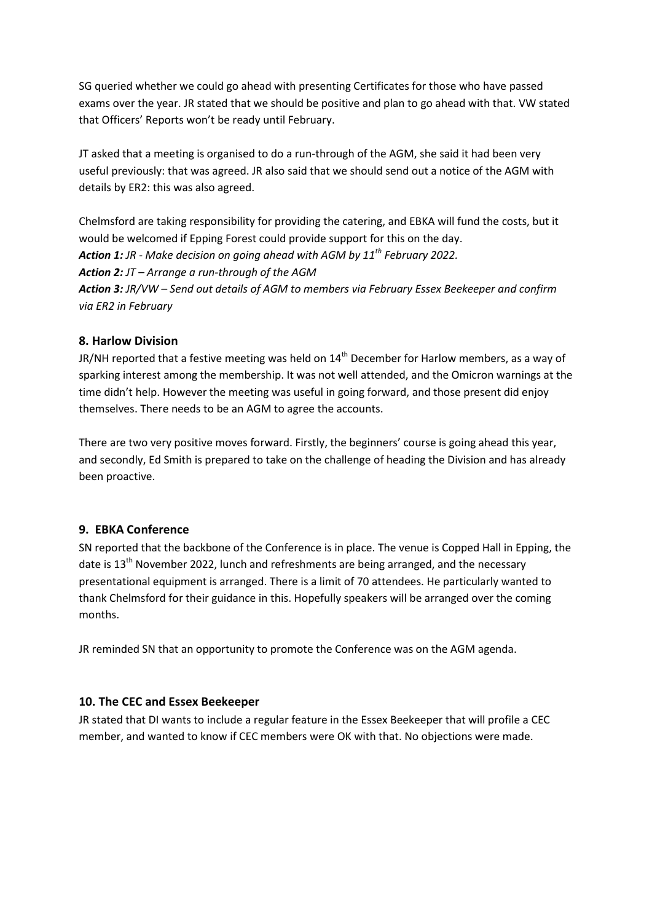SG queried whether we could go ahead with presenting Certificates for those who have passed exams over the year. JR stated that we should be positive and plan to go ahead with that. VW stated that Officers' Reports won't be ready until February.

JT asked that a meeting is organised to do a run-through of the AGM, she said it had been very useful previously: that was agreed. JR also said that we should send out a notice of the AGM with details by ER2: this was also agreed.

Chelmsford are taking responsibility for providing the catering, and EBKA will fund the costs, but it would be welcomed if Epping Forest could provide support for this on the day.
***Action 1:*** *JR - Make decision on going ahead with AGM by 11th February 2022.*
***Action 2:*** *JT – Arrange a run-through of the AGM*
***Action 3:*** *JR/VW – Send out details of AGM to members via February Essex Beekeeper and confirm via ER2 in February*

## 8. Harlow Division

JR/NH reported that a festive meeting was held on 14th December for Harlow members, as a way of sparking interest among the membership. It was not well attended, and the Omicron warnings at the time didn't help. However the meeting was useful in going forward, and those present did enjoy themselves. There needs to be an AGM to agree the accounts.

There are two very positive moves forward. Firstly, the beginners' course is going ahead this year, and secondly, Ed Smith is prepared to take on the challenge of heading the Division and has already been proactive.

## 9. EBKA Conference

SN reported that the backbone of the Conference is in place. The venue is Copped Hall in Epping, the date is 13th November 2022, lunch and refreshments are being arranged, and the necessary presentational equipment is arranged. There is a limit of 70 attendees. He particularly wanted to thank Chelmsford for their guidance in this. Hopefully speakers will be arranged over the coming months.

JR reminded SN that an opportunity to promote the Conference was on the AGM agenda.

## 10. The CEC and Essex Beekeeper

JR stated that DI wants to include a regular feature in the Essex Beekeeper that will profile a CEC member, and wanted to know if CEC members were OK with that. No objections were made.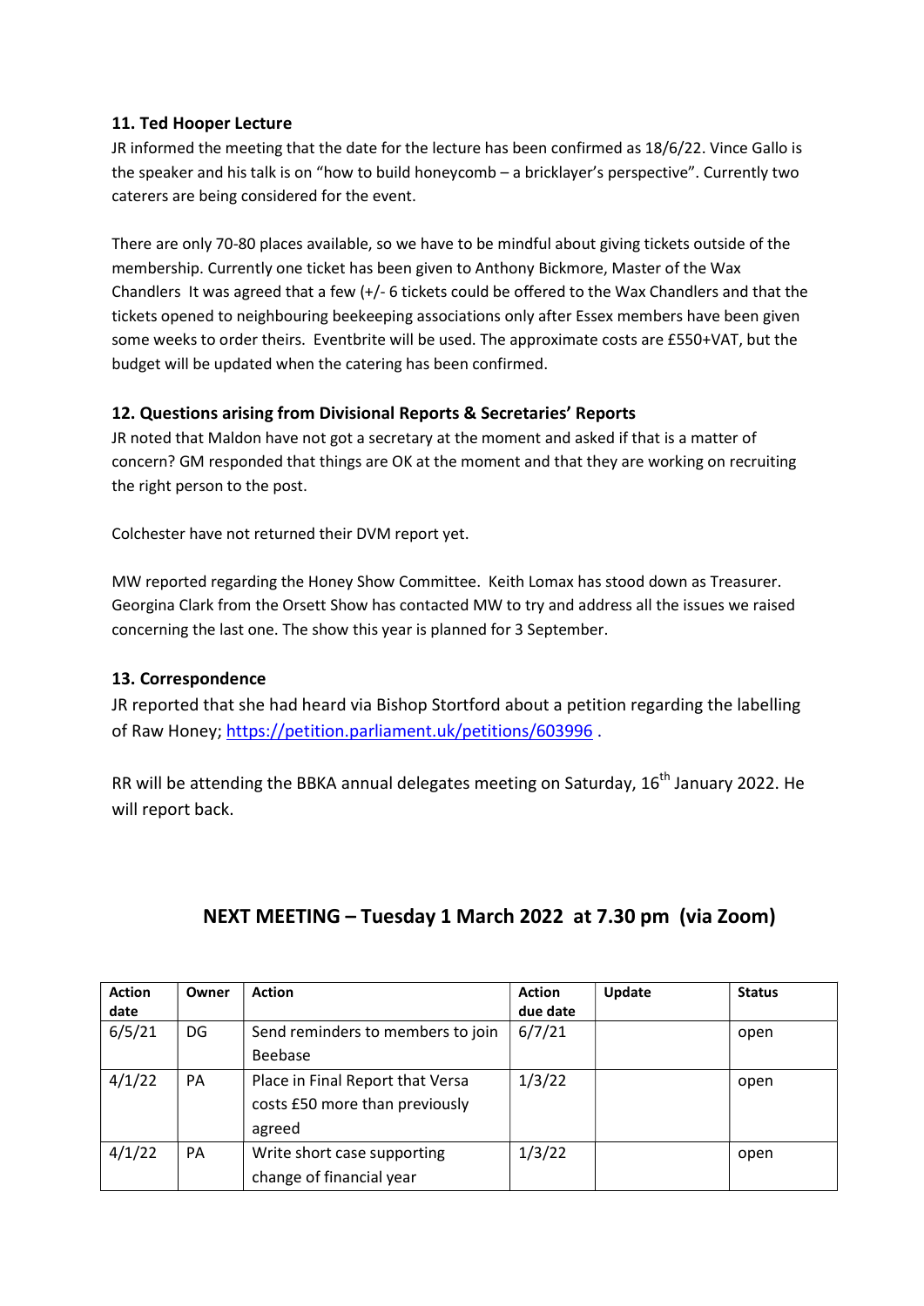## 11. Ted Hooper Lecture

JR informed the meeting that the date for the lecture has been confirmed as 18/6/22. Vince Gallo is the speaker and his talk is on "how to build honeycomb – a bricklayer's perspective". Currently two caterers are being considered for the event.

There are only 70-80 places available, so we have to be mindful about giving tickets outside of the membership. Currently one ticket has been given to Anthony Bickmore, Master of the Wax Chandlers It was agreed that a few (+/- 6 tickets could be offered to the Wax Chandlers and that the tickets opened to neighbouring beekeeping associations only after Essex members have been given some weeks to order theirs. Eventbrite will be used. The approximate costs are £550+VAT, but the budget will be updated when the catering has been confirmed.

## 12. Questions arising from Divisional Reports & Secretaries' Reports

JR noted that Maldon have not got a secretary at the moment and asked if that is a matter of concern? GM responded that things are OK at the moment and that they are working on recruiting the right person to the post.

Colchester have not returned their DVM report yet.

MW reported regarding the Honey Show Committee. Keith Lomax has stood down as Treasurer. Georgina Clark from the Orsett Show has contacted MW to try and address all the issues we raised concerning the last one. The show this year is planned for 3 September.

## 13. Correspondence

JR reported that she had heard via Bishop Stortford about a petition regarding the labelling of Raw Honey; https://petition.parliament.uk/petitions/603996 .

RR will be attending the BBKA annual delegates meeting on Saturday, 16th January 2022. He will report back.

## NEXT MEETING – Tuesday 1 March 2022 at 7.30 pm (via Zoom)

| Action date | Owner | Action | Action due date | Update | Status |
|---|---|---|---|---|---|
| 6/5/21 | DG | Send reminders to members to join Beebase | 6/7/21 | | open |
| 4/1/22 | PA | Place in Final Report that Versa costs £50 more than previously agreed | 1/3/22 | | open |
| 4/1/22 | PA | Write short case supporting change of financial year | 1/3/22 | | open |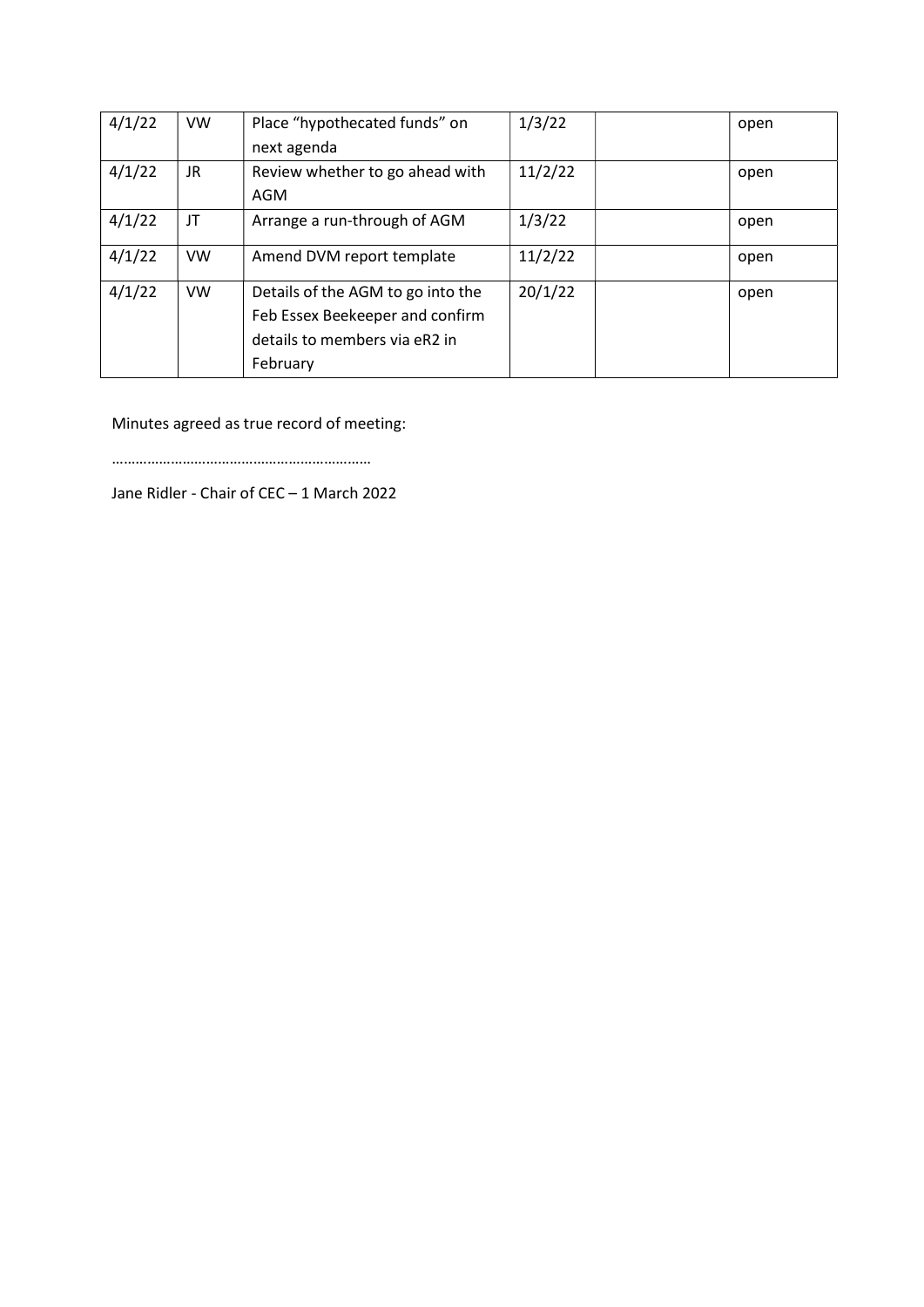| | | | | | |
|---|---|---|---|---|---|
| 4/1/22 | VW | Place "hypothecated funds" on next agenda | 1/3/22 | | open |
| 4/1/22 | JR | Review whether to go ahead with AGM | 11/2/22 | | open |
| 4/1/22 | JT | Arrange a run-through of AGM | 1/3/22 | | open |
| 4/1/22 | VW | Amend DVM report template | 11/2/22 | | open |
| 4/1/22 | VW | Details of the AGM to go into the Feb Essex Beekeeper and confirm details to members via eR2 in February | 20/1/22 | | open |

Minutes agreed as true record of meeting:

…………………………………………………………

Jane Ridler - Chair of CEC – 1 March 2022